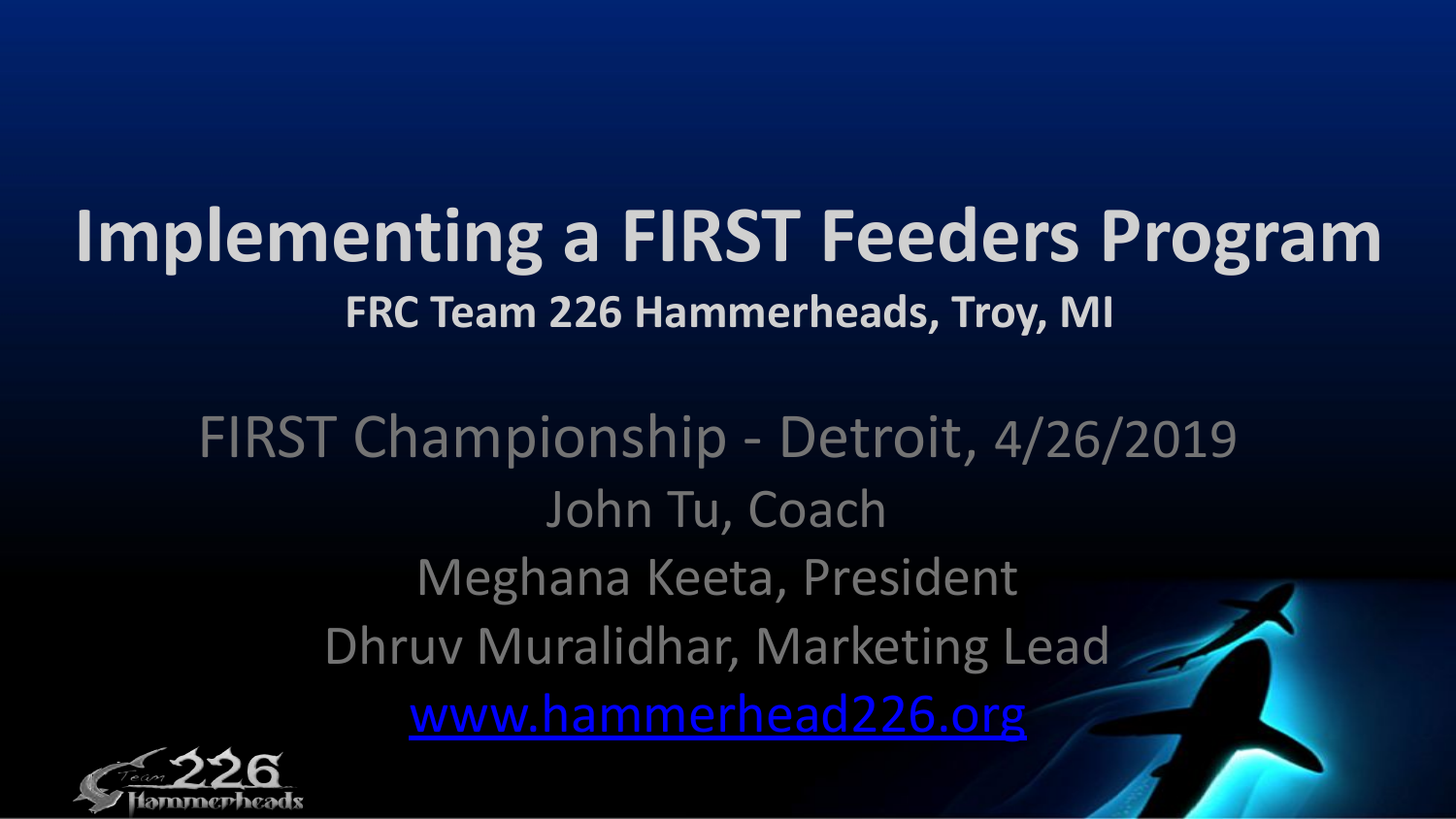# Implementing a FIRST Feeders Program

**FRC Team 226 Hammerheads, Troy, MI**

FIRST Championship - Detroit, 4/26/2019

John Tu, Coach

Meghana Keeta, President

Dhruv Muralidhar, Marketing Lead

[www.hammerhead226.org](http://www.hammerhead226.org)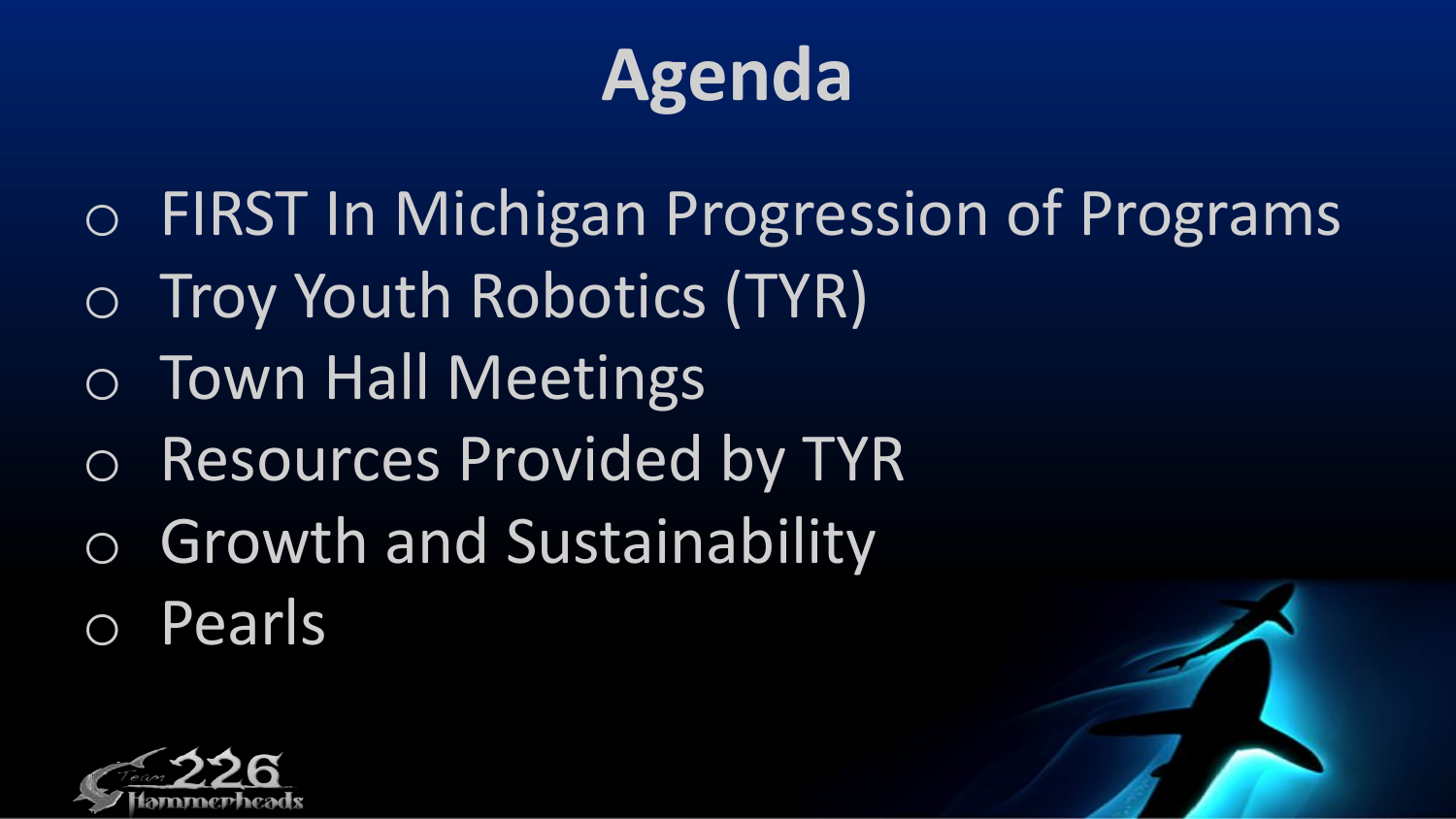# Agenda

- FIRST In Michigan Progression of Programs
- Troy Youth Robotics (TYR)
- Town Hall Meetings
- Resources Provided by TYR
- Growth and Sustainability
- Pearls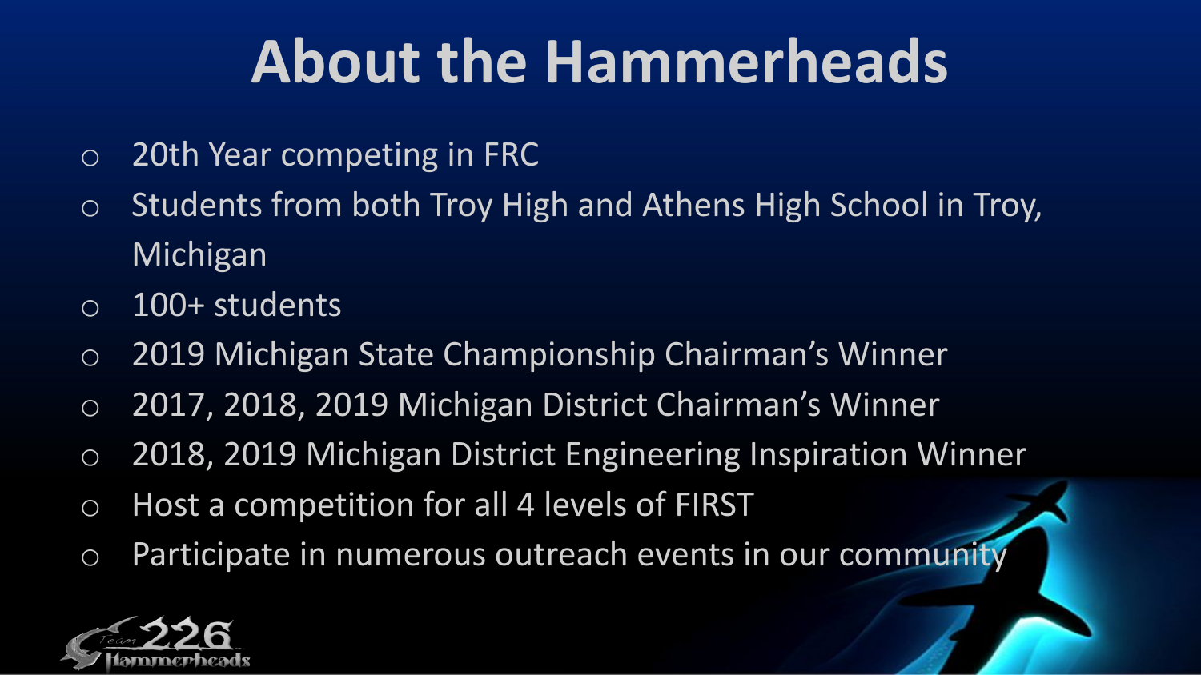# About the Hammerheads

- 20th Year competing in FRC
- Students from both Troy High and Athens High School in Troy, Michigan
- 100+ students
- 2019 Michigan State Championship Chairman's Winner
- 2017, 2018, 2019 Michigan District Chairman's Winner
- 2018, 2019 Michigan District Engineering Inspiration Winner
- Host a competition for all 4 levels of FIRST
- Participate in numerous outreach events in our community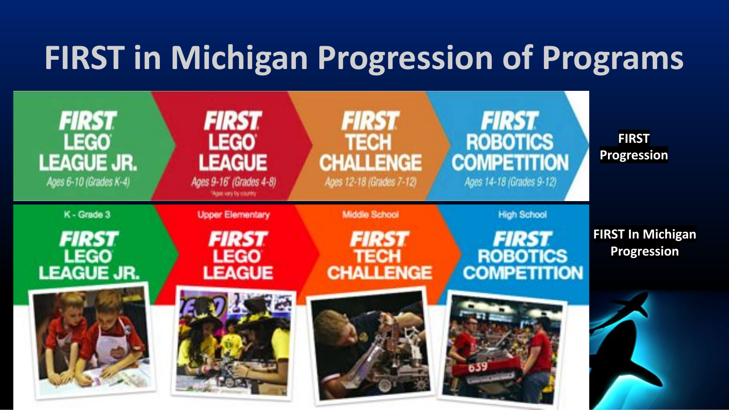# FIRST in Michigan Progression of Programs

FIRST LEGO LEAGUE JR.
Ages 6-10 (Grades K-4)

FIRST LEGO LEAGUE
Ages 9-16* (Grades 4-8)
*Ages vary by country

FIRST TECH CHALLENGE
Ages 12-18 (Grades 7-12)

FIRST ROBOTICS COMPETITION
Ages 14-18 (Grades 9-12)

**FIRST Progression**

K - Grade 3
FIRST LEGO LEAGUE JR.

Upper Elementary
FIRST LEGO LEAGUE

Middle School
FIRST TECH CHALLENGE

High School
FIRST ROBOTICS COMPETITION

**FIRST In Michigan Progression**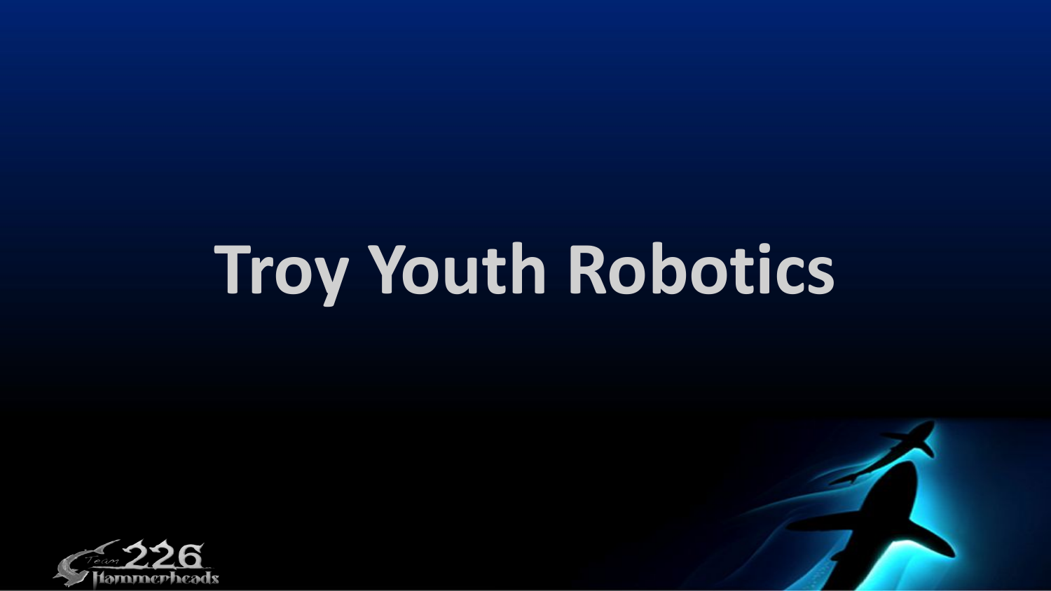# Troy Youth Robotics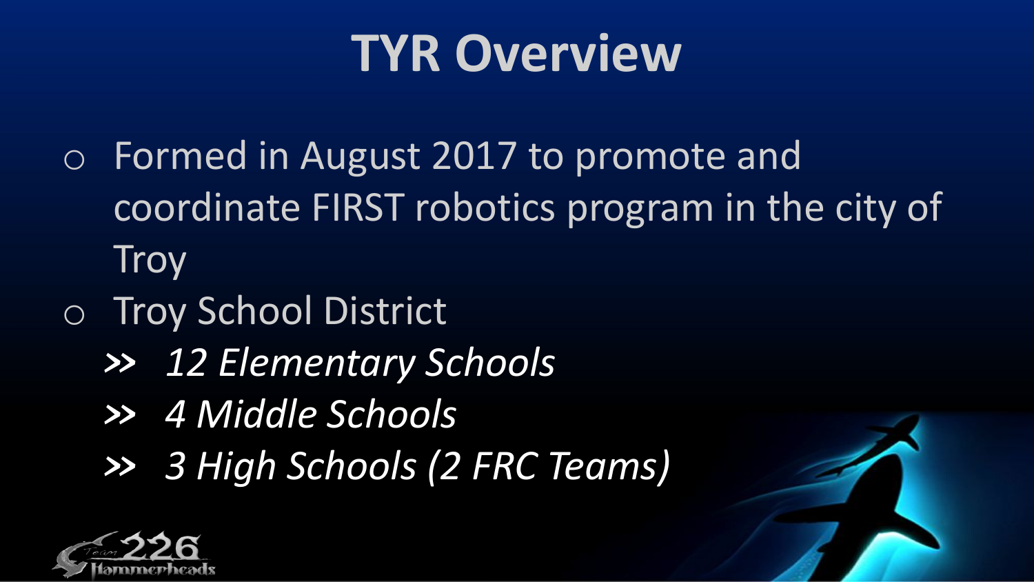# TYR Overview

- Formed in August 2017 to promote and coordinate FIRST robotics program in the city of Troy
- Troy School District
  - *12 Elementary Schools*
  - *4 Middle Schools*
  - *3 High Schools (2 FRC Teams)*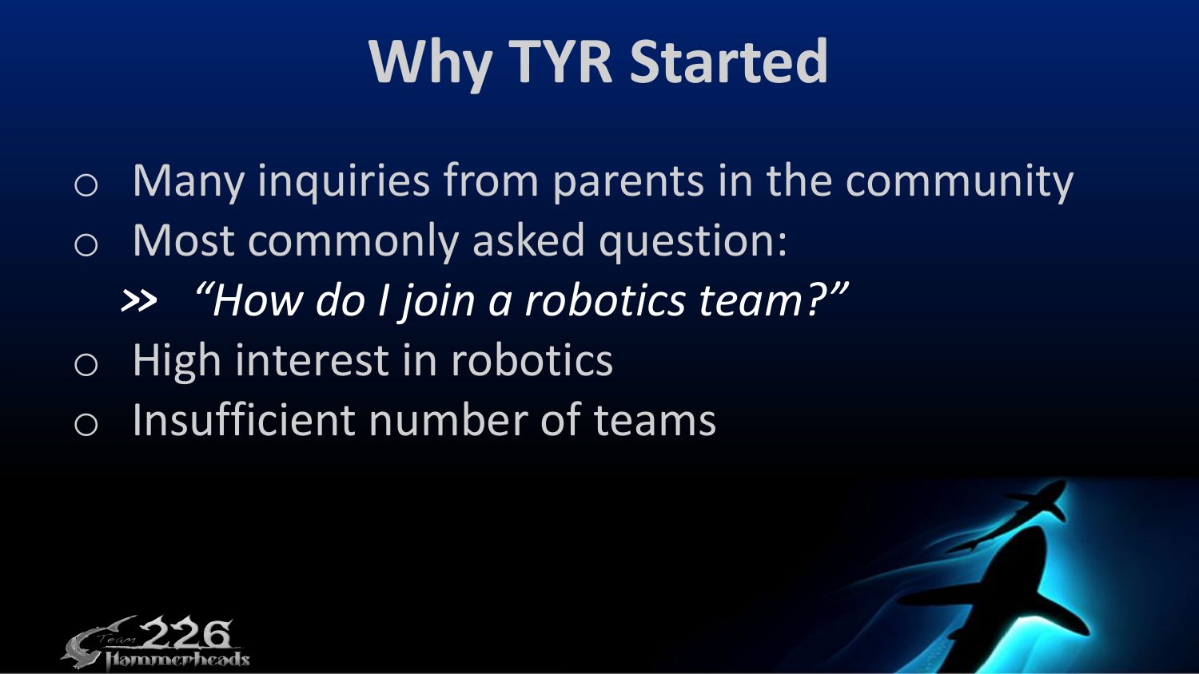# Why TYR Started

- Many inquiries from parents in the community
- Most commonly asked question:
  - *"How do I join a robotics team?"*
- High interest in robotics
- Insufficient number of teams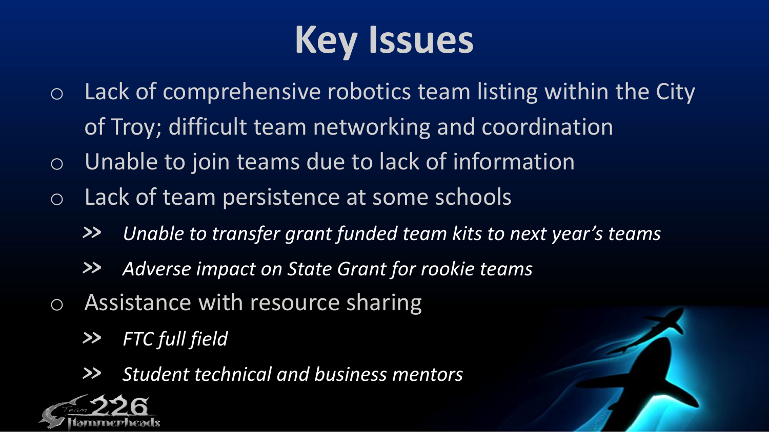# Key Issues

- Lack of comprehensive robotics team listing within the City of Troy; difficult team networking and coordination
- Unable to join teams due to lack of information
- Lack of team persistence at some schools
  - *Unable to transfer grant funded team kits to next year's teams*
  - *Adverse impact on State Grant for rookie teams*
- Assistance with resource sharing
  - *FTC full field*
  - *Student technical and business mentors*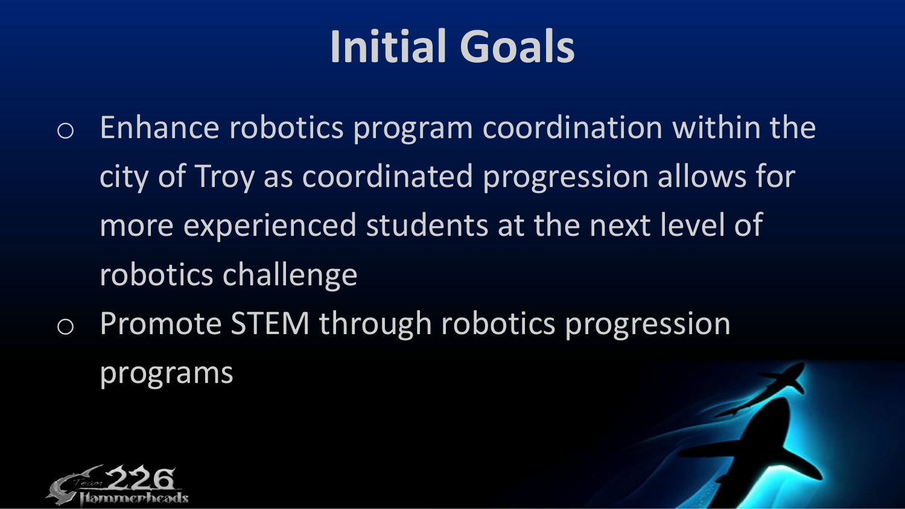# Initial Goals

- Enhance robotics program coordination within the city of Troy as coordinated progression allows for more experienced students at the next level of robotics challenge
- Promote STEM through robotics progression programs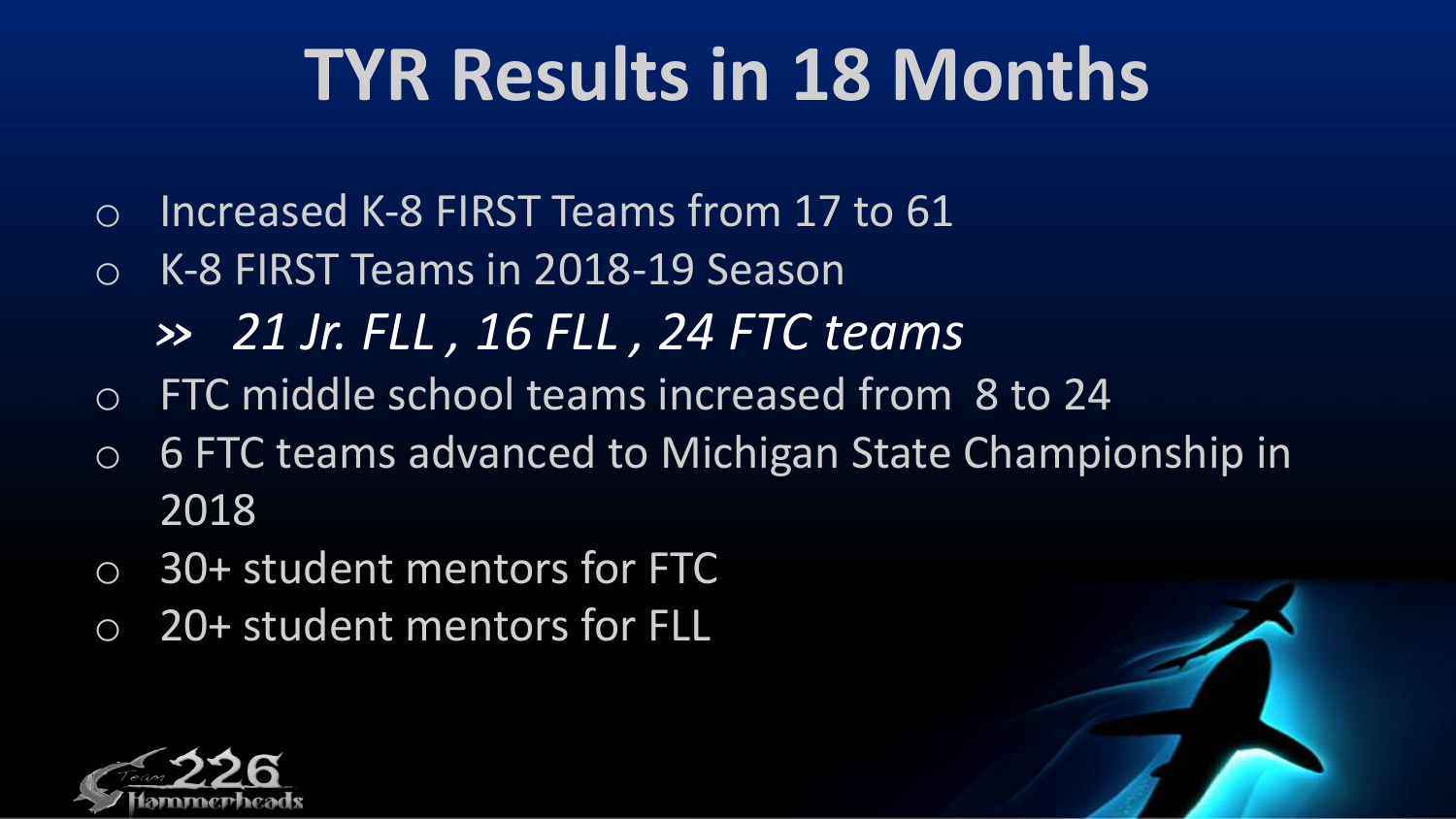# TYR Results in 18 Months

- Increased K-8 FIRST Teams from 17 to 61
- K-8 FIRST Teams in 2018-19 Season
  - *21 Jr. FLL , 16 FLL , 24 FTC teams*
- FTC middle school teams increased from 8 to 24
- 6 FTC teams advanced to Michigan State Championship in 2018
- 30+ student mentors for FTC
- 20+ student mentors for FLL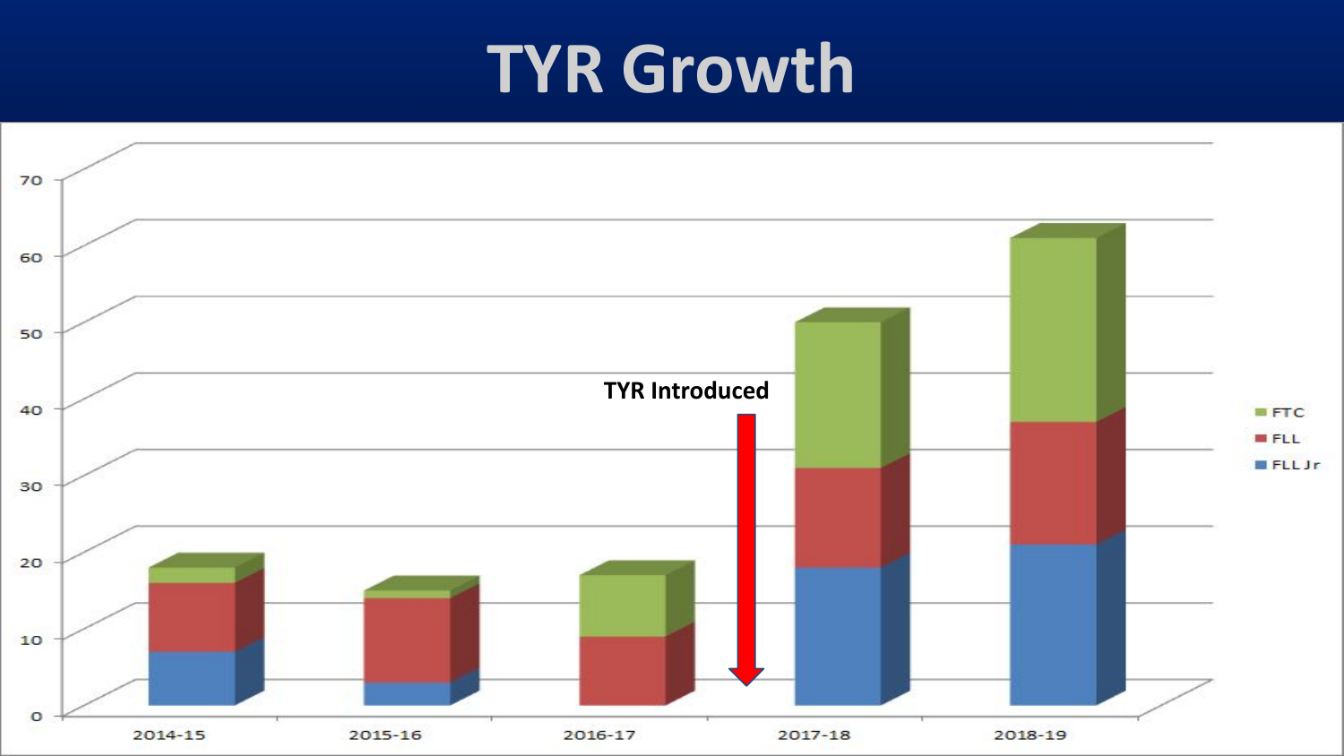# TYR Growth

70

60

50

40

30

20

10

0

TYR Introduced

2014-15

2015-16

2016-17

2017-18

2018-19

FTC

FLL

FLL Jr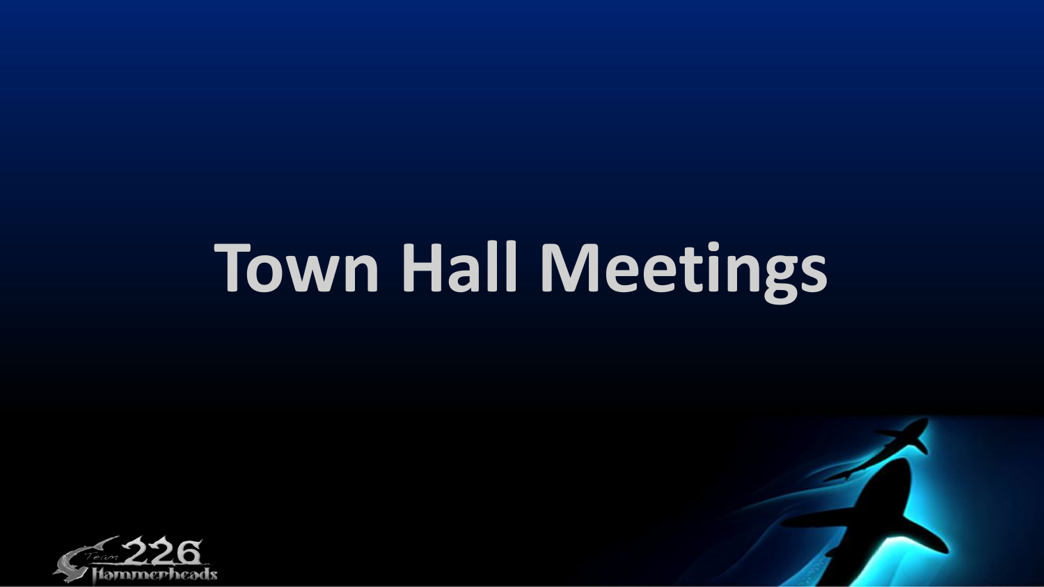# Town Hall Meetings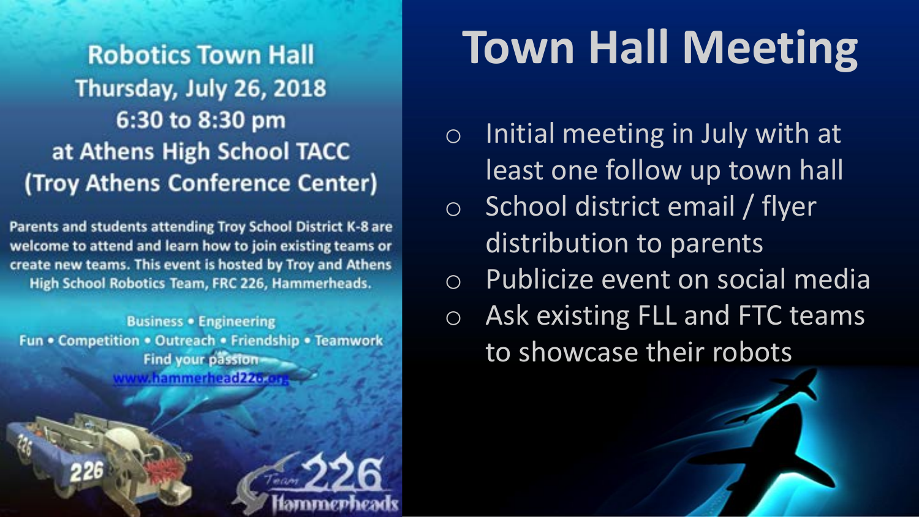# Town Hall Meeting

**Robotics Town Hall**
**Thursday, July 26, 2018**
**6:30 to 8:30 pm**
**at Athens High School TACC**
**(Troy Athens Conference Center)**

Parents and students attending Troy School District K-8 are welcome to attend and learn how to join existing teams or create new teams. This event is hosted by Troy and Athens High School Robotics Team, FRC 226, Hammerheads.

Business • Engineering
Fun • Competition • Outreach • Friendship • Teamwork
Find your passion
www.hammerhead226.org

Team 226 Hammerheads

- Initial meeting in July with at least one follow up town hall
- School district email / flyer distribution to parents
- Publicize event on social media
- Ask existing FLL and FTC teams to showcase their robots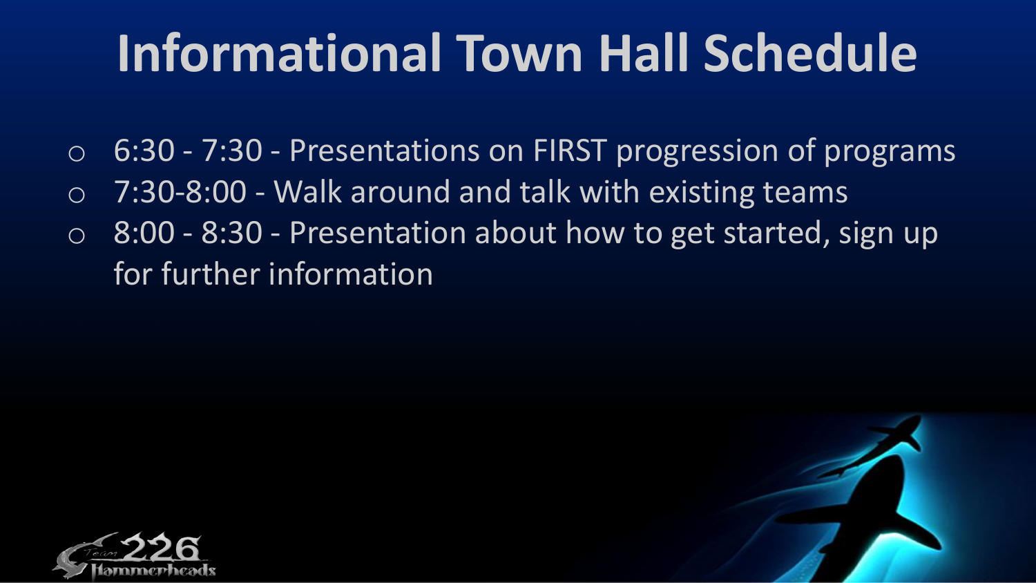# Informational Town Hall Schedule

- 6:30 - 7:30 - Presentations on FIRST progression of programs
- 7:30-8:00 - Walk around and talk with existing teams
- 8:00 - 8:30 - Presentation about how to get started, sign up for further information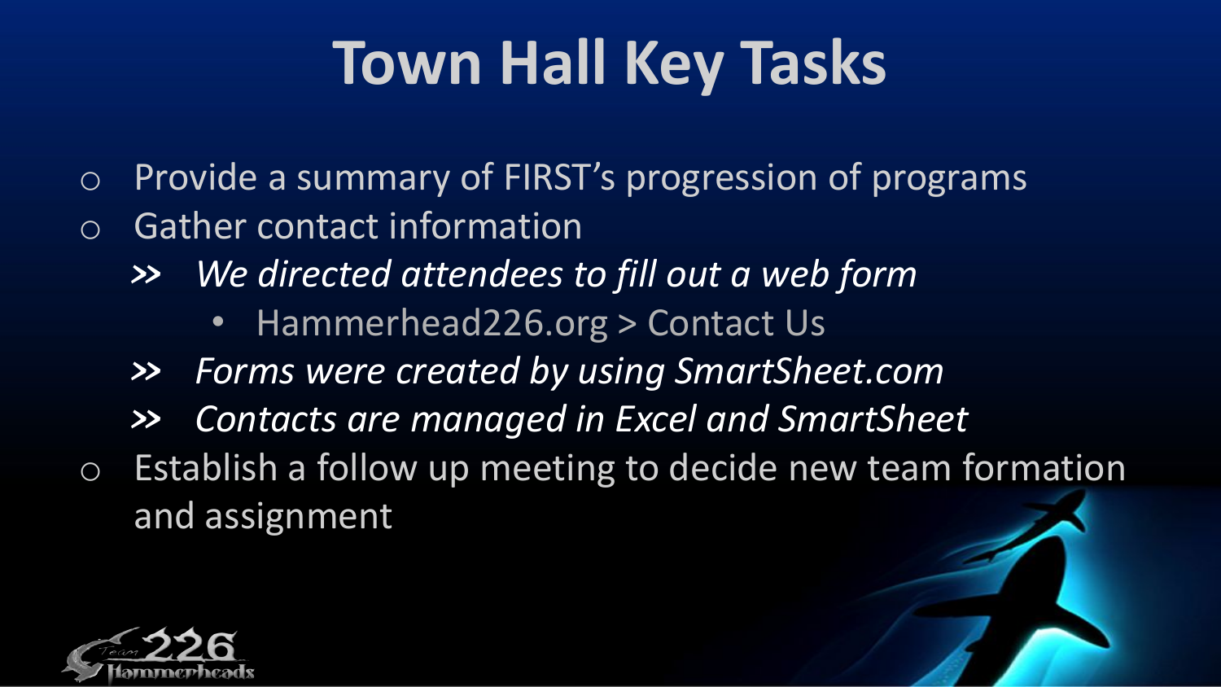# Town Hall Key Tasks

- Provide a summary of FIRST's progression of programs
- Gather contact information
  - *We directed attendees to fill out a web form*
    - Hammerhead226.org > Contact Us
  - *Forms were created by using SmartSheet.com*
  - *Contacts are managed in Excel and SmartSheet*
- Establish a follow up meeting to decide new team formation and assignment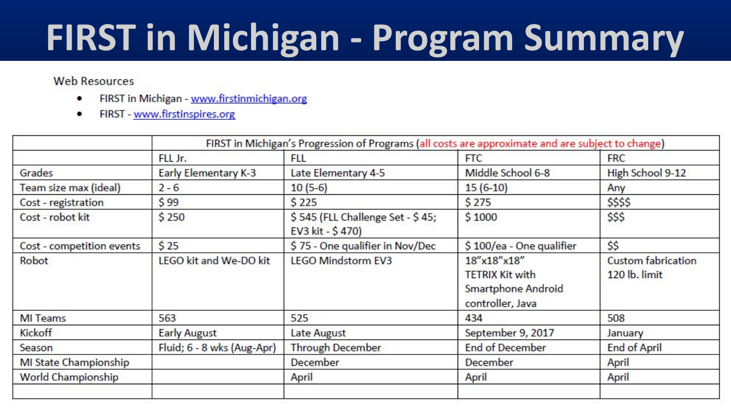# FIRST in Michigan - Program Summary

Web Resources

- FIRST in Michigan - www.firstinmichigan.org
- FIRST - www.firstinspires.org

| | FIRST in Michigan's Progression of Programs (all costs are approximate and are subject to change) | | | |
|---|---|---|---|---|
| | FLL Jr. | FLL | FTC | FRC |
| Grades | Early Elementary K-3 | Late Elementary 4-5 | Middle School 6-8 | High School 9-12 |
| Team size max (ideal) | 2 - 6 | 10 (5-6) | 15 (6-10) | Any |
| Cost - registration | $ 99 | $ 225 | $ 275 | $$$$ |
| Cost - robot kit | $ 250 | $ 545 (FLL Challenge Set - $ 45; EV3 kit - $ 470) | $ 1000 | $$$ |
| Cost - competition events | $ 25 | $ 75 - One qualifier in Nov/Dec | $ 100/ea - One qualifier | $$ |
| Robot | LEGO kit and We-DO kit | LEGO Mindstorm EV3 | 18"x18"x18" TETRIX Kit with Smartphone Android controller, Java | Custom fabrication 120 lb. limit |
| MI Teams | 563 | 525 | 434 | 508 |
| Kickoff | Early August | Late August | September 9, 2017 | January |
| Season | Fluid; 6 - 8 wks (Aug-Apr) | Through December | End of December | End of April |
| MI State Championship | | December | December | April |
| World Championship | | April | April | April |
| | | | | |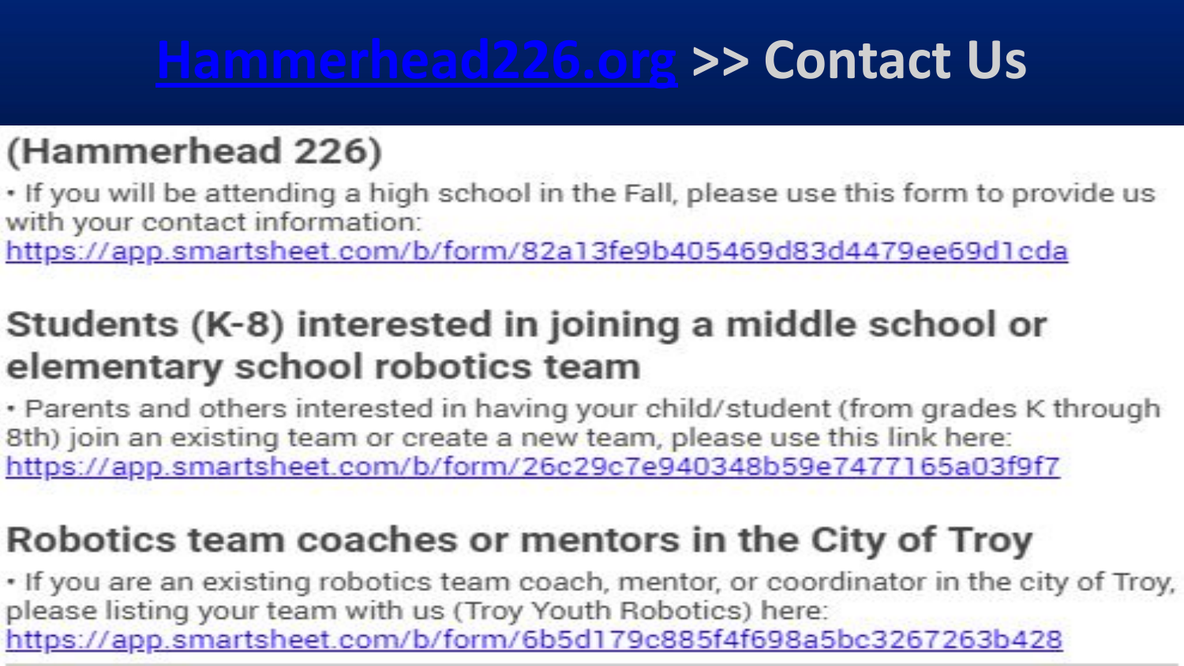# [Hammerhead226.org](Hammerhead226.org) >> Contact Us

## (Hammerhead 226)

- If you will be attending a high school in the Fall, please use this form to provide us with your contact information: https://app.smartsheet.com/b/form/82a13fe9b405469d83d4479ee69d1cda

## Students (K-8) interested in joining a middle school or elementary school robotics team

- Parents and others interested in having your child/student (from grades K through 8th) join an existing team or create a new team, please use this link here: https://app.smartsheet.com/b/form/26c29c7e940348b59e7477165a03f9f7

## Robotics team coaches or mentors in the City of Troy

- If you are an existing robotics team coach, mentor, or coordinator in the city of Troy, please listing your team with us (Troy Youth Robotics) here: https://app.smartsheet.com/b/form/6b5d179c885f4f698a5bc3267263b428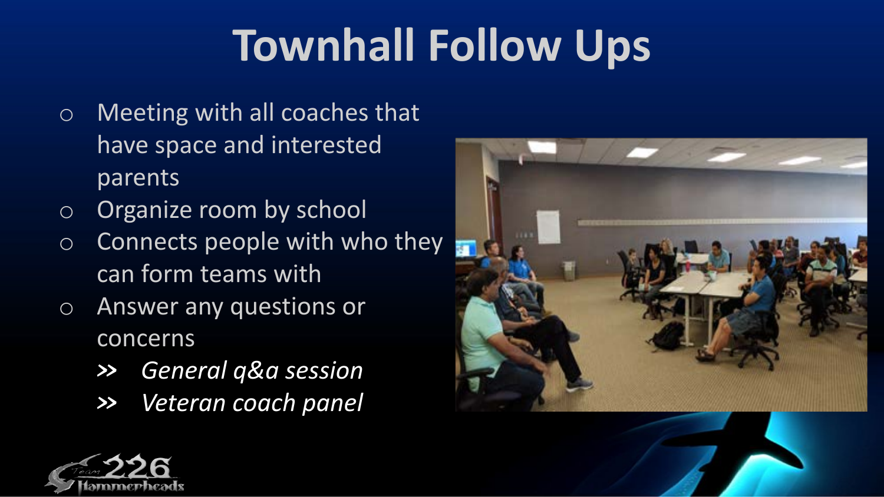# Townhall Follow Ups

- Meeting with all coaches that have space and interested parents
- Organize room by school
- Connects people with who they can form teams with
- Answer any questions or concerns
  - *General q&a session*
  - *Veteran coach panel*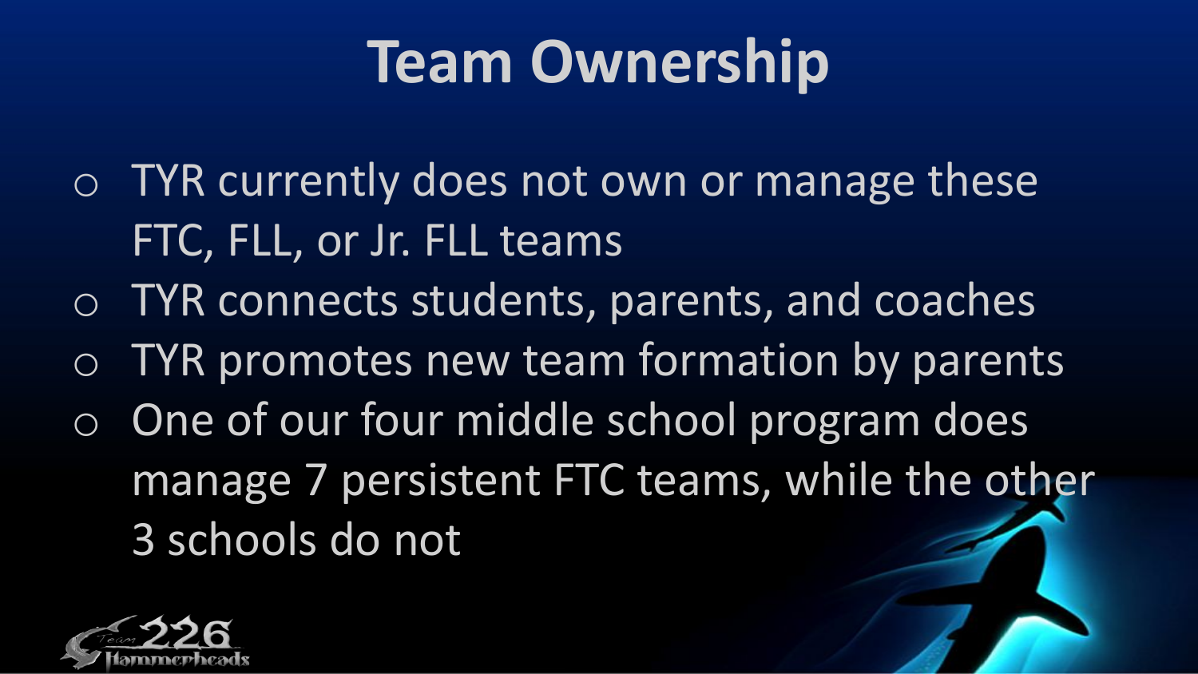# Team Ownership

- TYR currently does not own or manage these FTC, FLL, or Jr. FLL teams
- TYR connects students, parents, and coaches
- TYR promotes new team formation by parents
- One of our four middle school program does manage 7 persistent FTC teams, while the other 3 schools do not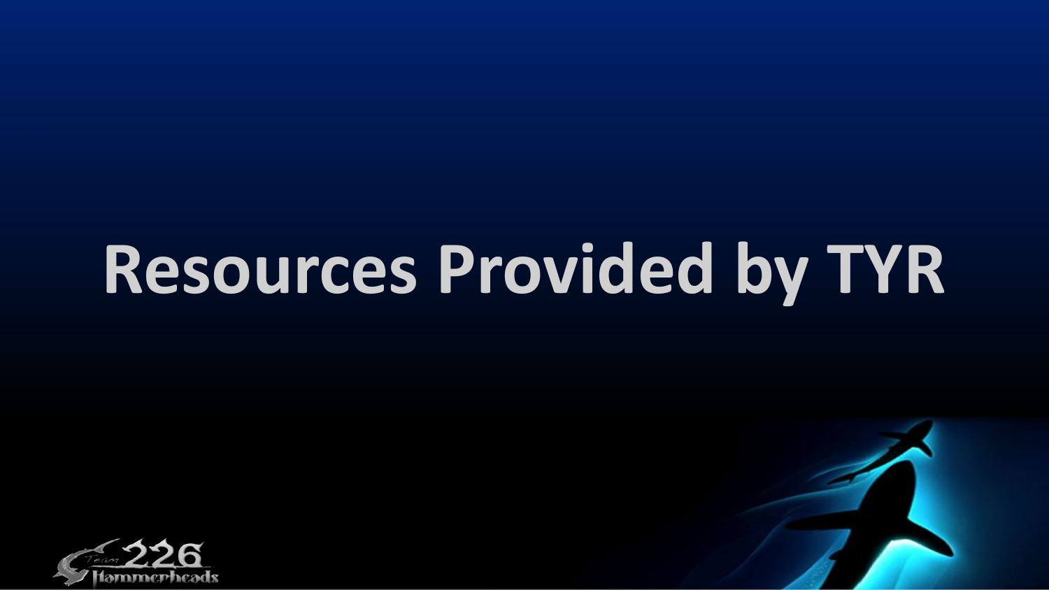# Resources Provided by TYR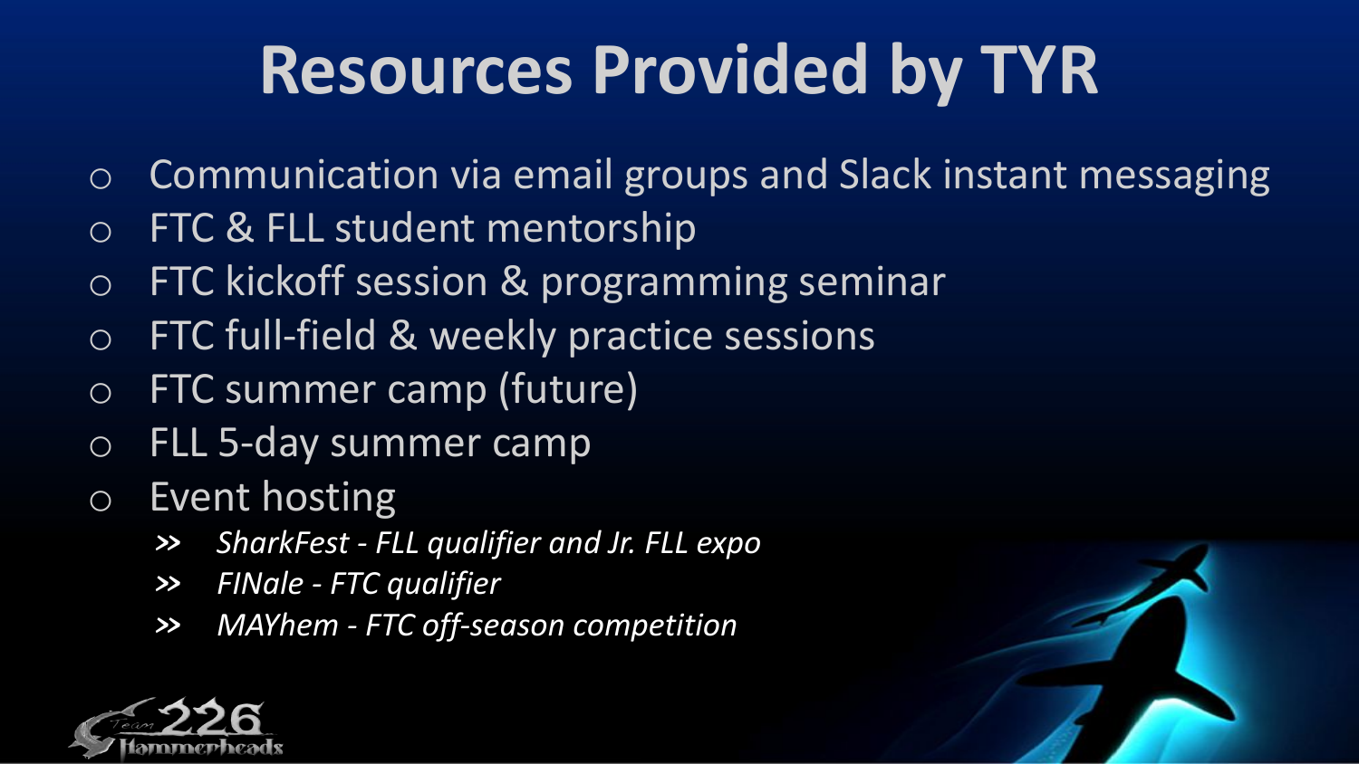# Resources Provided by TYR

- Communication via email groups and Slack instant messaging
- FTC & FLL student mentorship
- FTC kickoff session & programming seminar
- FTC full-field & weekly practice sessions
- FTC summer camp (future)
- FLL 5-day summer camp
- Event hosting
  - *SharkFest - FLL qualifier and Jr. FLL expo*
  - *FINale - FTC qualifier*
  - *MAYhem - FTC off-season competition*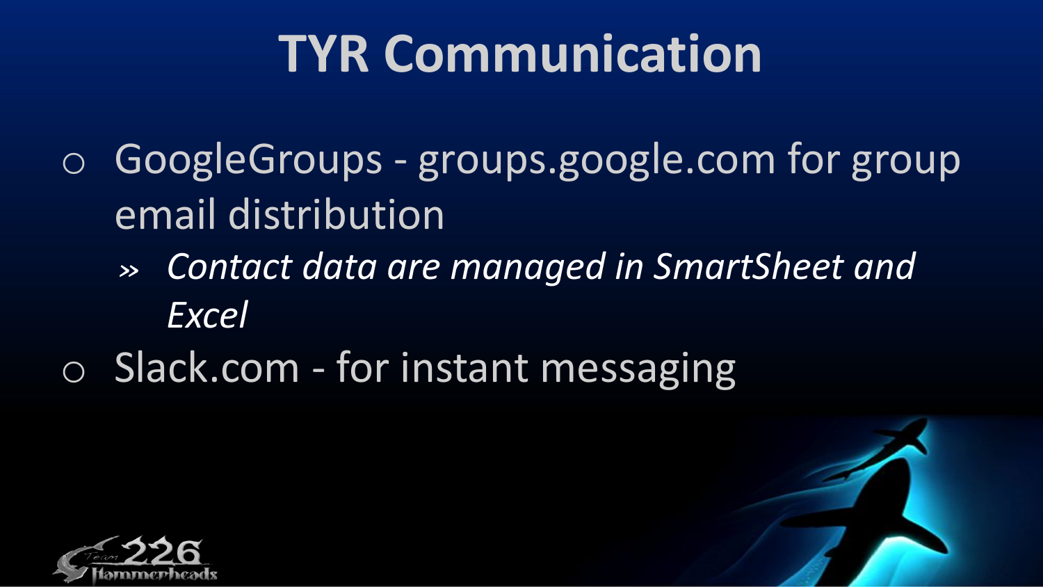# TYR Communication

- GoogleGroups - groups.google.com for group email distribution
  - *Contact data are managed in SmartSheet and Excel*
- Slack.com - for instant messaging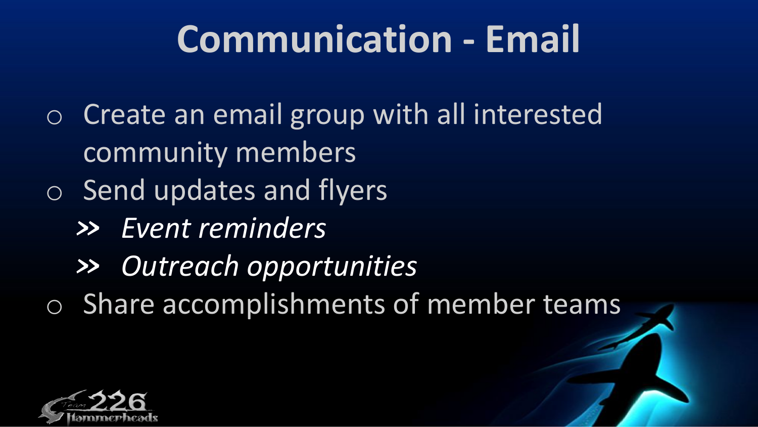# Communication - Email

- Create an email group with all interested community members
- Send updates and flyers
  - *Event reminders*
  - *Outreach opportunities*
- Share accomplishments of member teams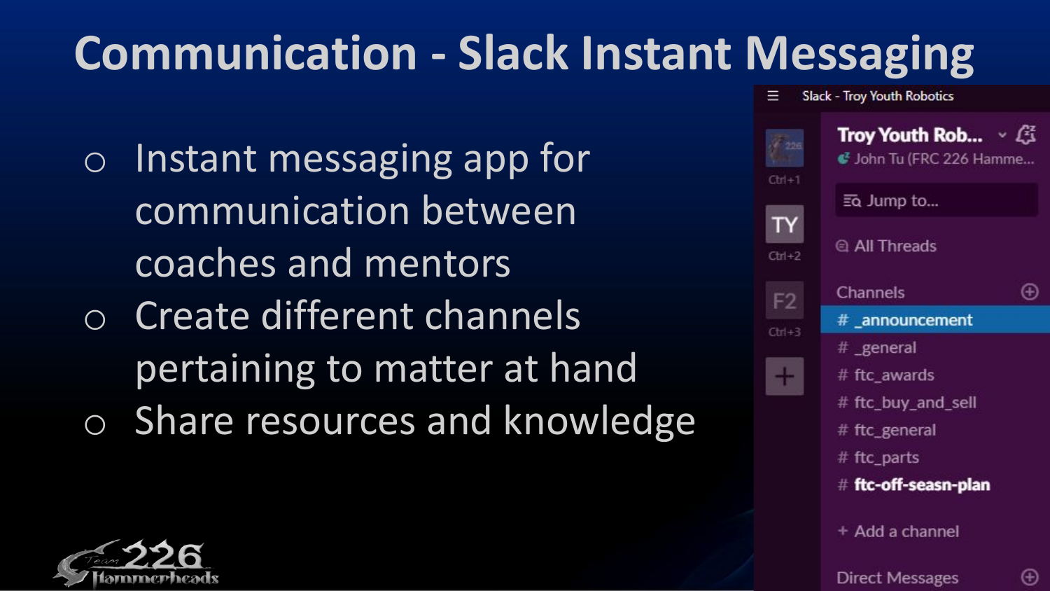# Communication - Slack Instant Messaging

- Instant messaging app for communication between coaches and mentors
- Create different channels pertaining to matter at hand
- Share resources and knowledge

Slack - Troy Youth Robotics

Troy Youth Rob...

John Tu (FRC 226 Hamme...

Jump to...

All Threads

Channels

- # _announcement
- # _general
- # ftc_awards
- # ftc_buy_and_sell
- # ftc_general
- # ftc_parts
- # ftc-off-seasn-plan

+ Add a channel

Direct Messages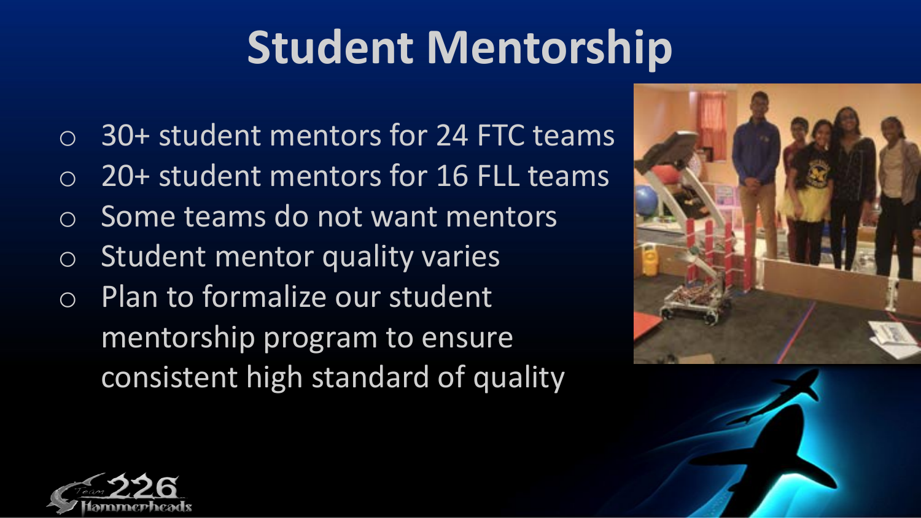# Student Mentorship

- 30+ student mentors for 24 FTC teams
- 20+ student mentors for 16 FLL teams
- Some teams do not want mentors
- Student mentor quality varies
- Plan to formalize our student mentorship program to ensure consistent high standard of quality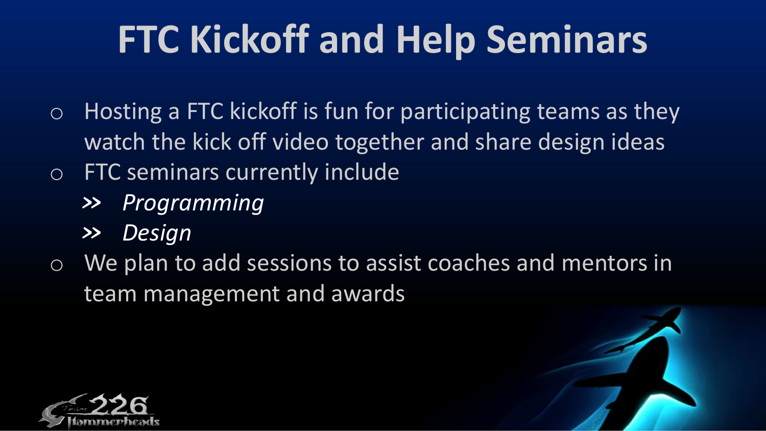# FTC Kickoff and Help Seminars

- Hosting a FTC kickoff is fun for participating teams as they watch the kick off video together and share design ideas
- FTC seminars currently include
  - *Programming*
  - *Design*
- We plan to add sessions to assist coaches and mentors in team management and awards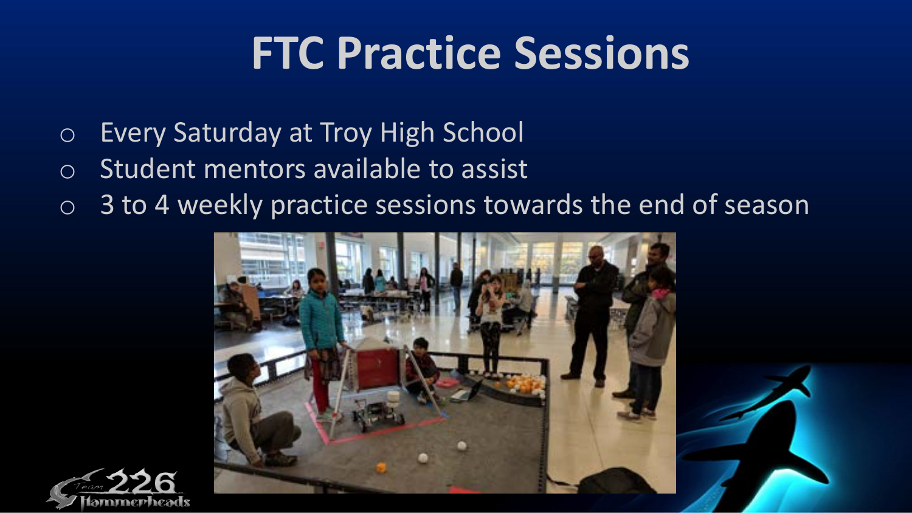# FTC Practice Sessions

- Every Saturday at Troy High School
- Student mentors available to assist
- 3 to 4 weekly practice sessions towards the end of season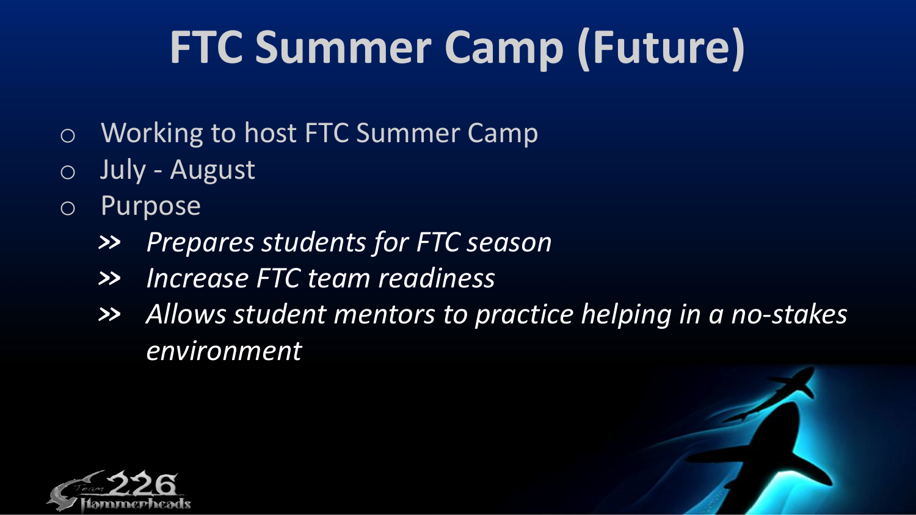# FTC Summer Camp (Future)

- Working to host FTC Summer Camp
- July - August
- Purpose
  - *Prepares students for FTC season*
  - *Increase FTC team readiness*
  - *Allows student mentors to practice helping in a no-stakes environment*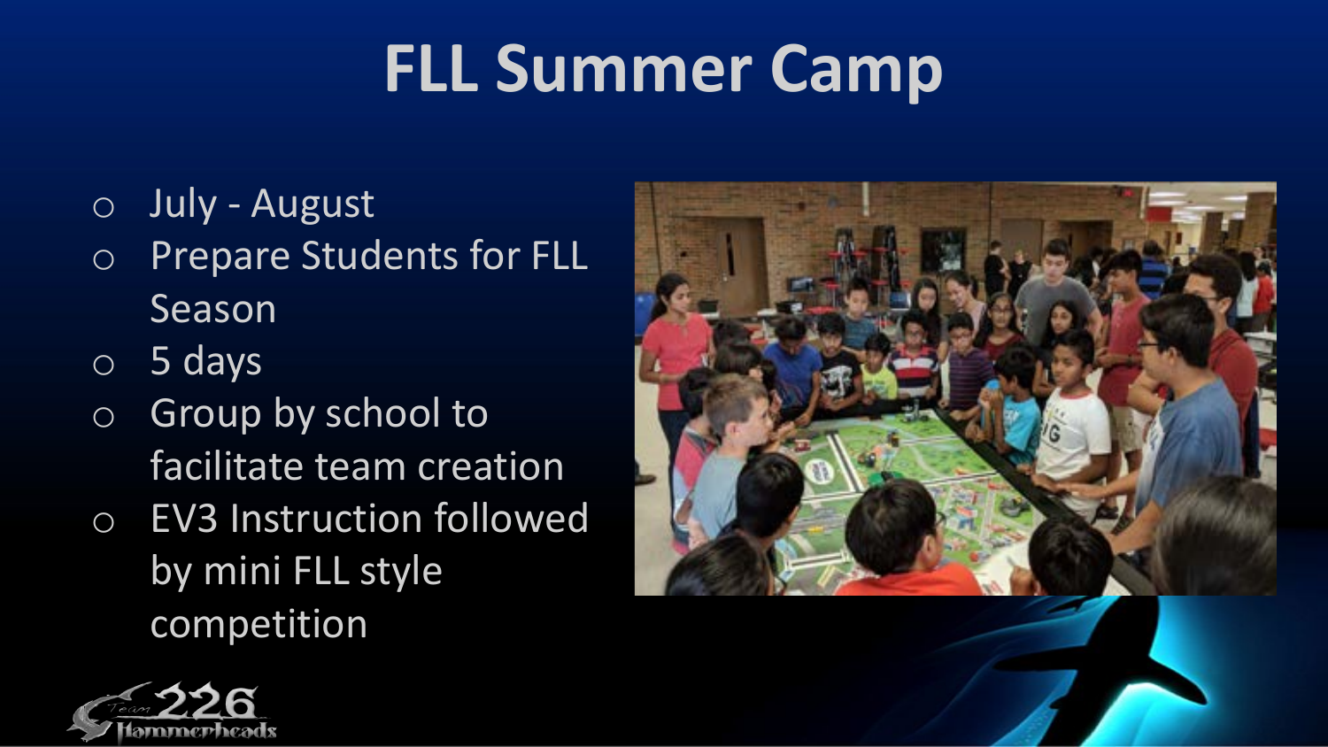# FLL Summer Camp

- July - August
- Prepare Students for FLL Season
- 5 days
- Group by school to facilitate team creation
- EV3 Instruction followed by mini FLL style competition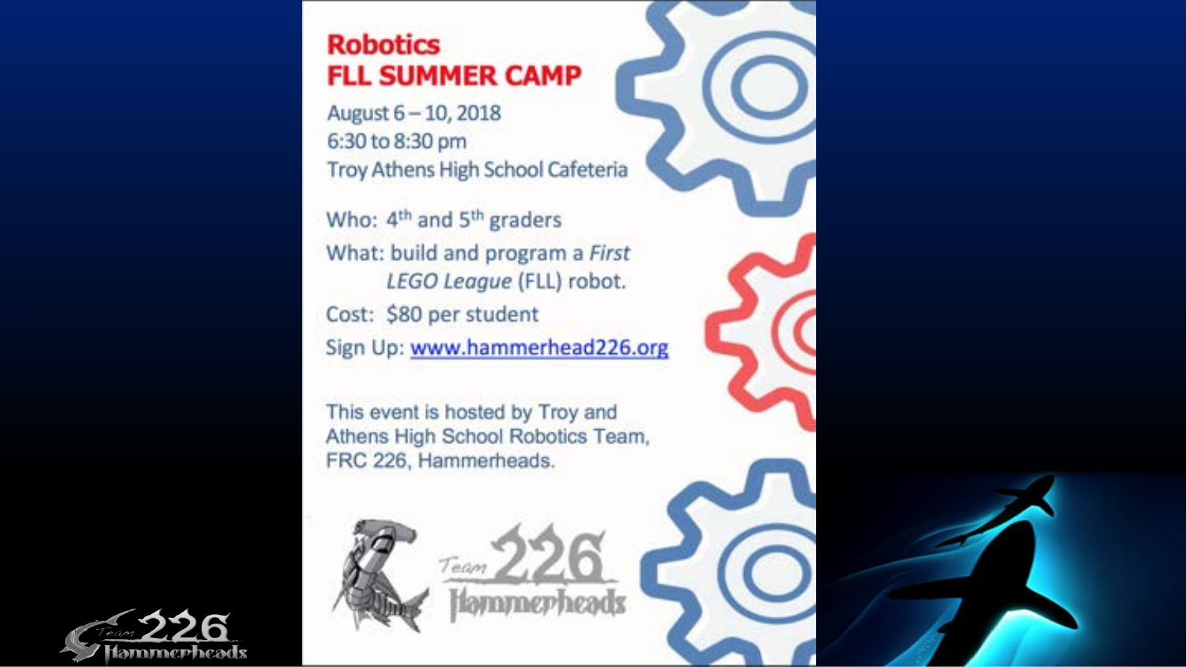# Robotics
# FLL SUMMER CAMP

August 6 – 10, 2018
6:30 to 8:30 pm
Troy Athens High School Cafeteria

Who: 4th and 5th graders

What: build and program a *First LEGO League* (FLL) robot.

Cost: $80 per student

Sign Up: www.hammerhead226.org

This event is hosted by Troy and Athens High School Robotics Team, FRC 226, Hammerheads.

Team 226 Hammerheads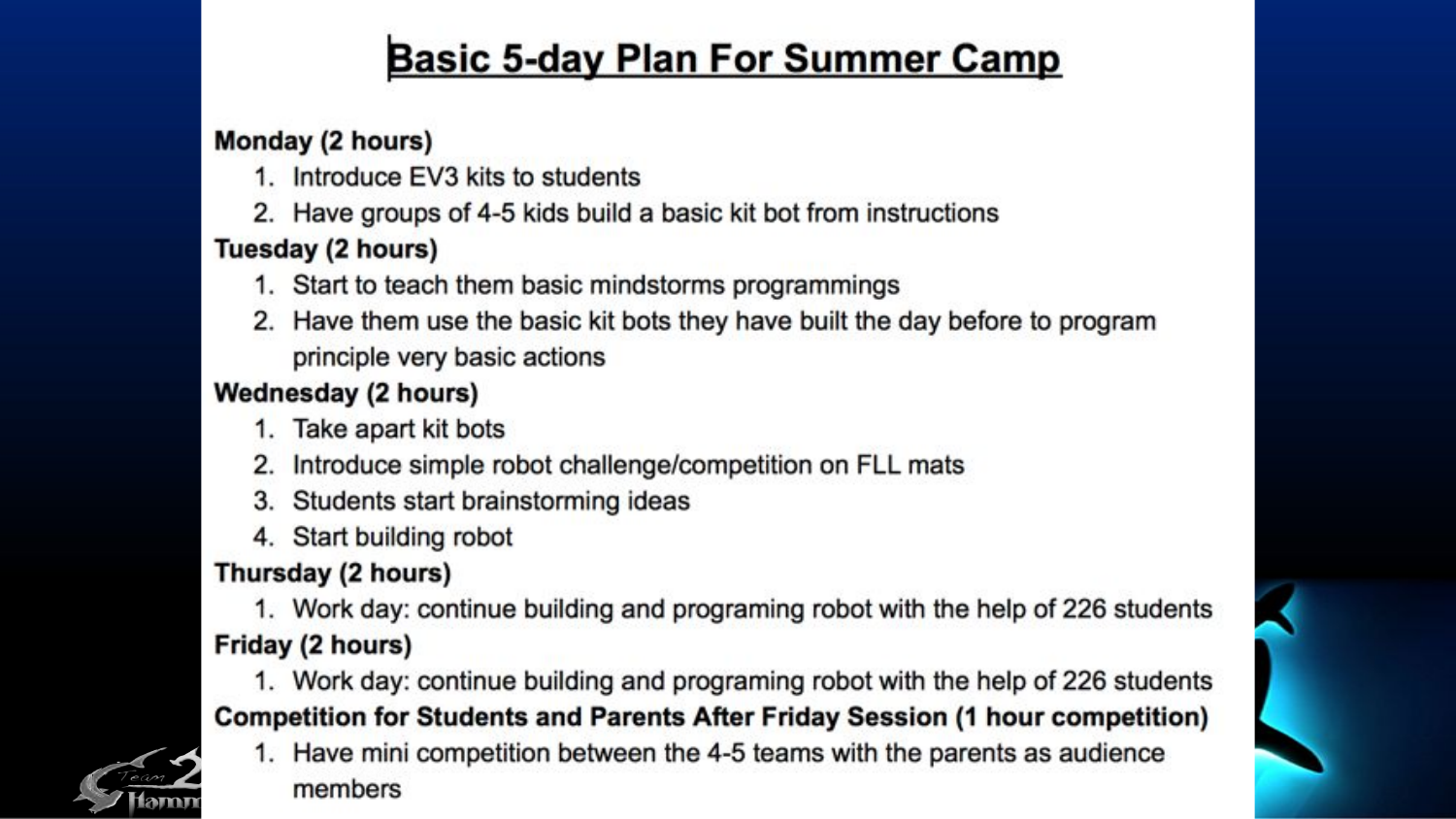# Basic 5-day Plan For Summer Camp

**Monday (2 hours)**

1. Introduce EV3 kits to students
2. Have groups of 4-5 kids build a basic kit bot from instructions

**Tuesday (2 hours)**

1. Start to teach them basic mindstorms programmings
2. Have them use the basic kit bots they have built the day before to program principle very basic actions

**Wednesday (2 hours)**

1. Take apart kit bots
2. Introduce simple robot challenge/competition on FLL mats
3. Students start brainstorming ideas
4. Start building robot

**Thursday (2 hours)**

1. Work day: continue building and programing robot with the help of 226 students

**Friday (2 hours)**

1. Work day: continue building and programing robot with the help of 226 students

**Competition for Students and Parents After Friday Session (1 hour competition)**

1. Have mini competition between the 4-5 teams with the parents as audience members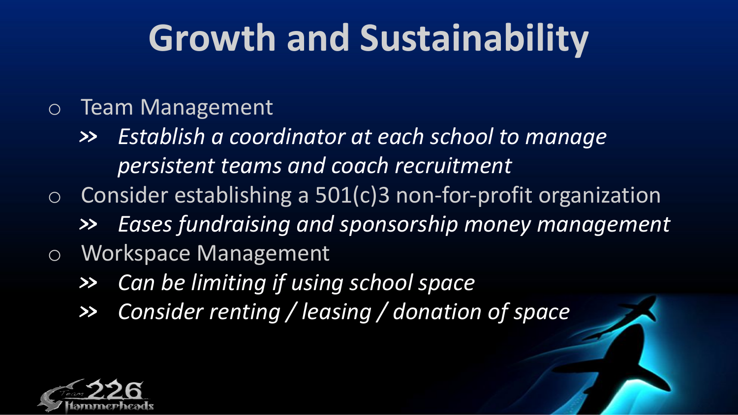# Growth and Sustainability

- Team Management
  - *Establish a coordinator at each school to manage persistent teams and coach recruitment*
- Consider establishing a 501(c)3 non-for-profit organization
  - *Eases fundraising and sponsorship money management*
- Workspace Management
  - *Can be limiting if using school space*
  - *Consider renting / leasing / donation of space*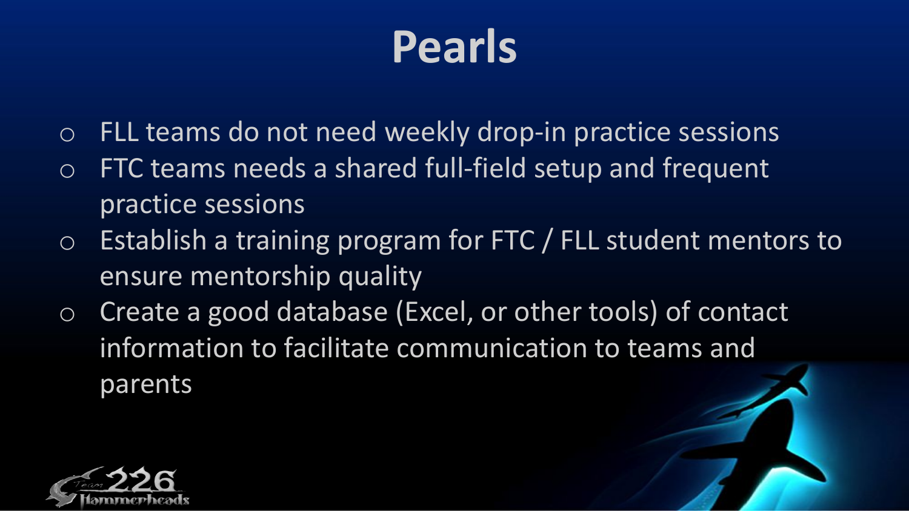# Pearls

- FLL teams do not need weekly drop-in practice sessions
- FTC teams needs a shared full-field setup and frequent practice sessions
- Establish a training program for FTC / FLL student mentors to ensure mentorship quality
- Create a good database (Excel, or other tools) of contact information to facilitate communication to teams and parents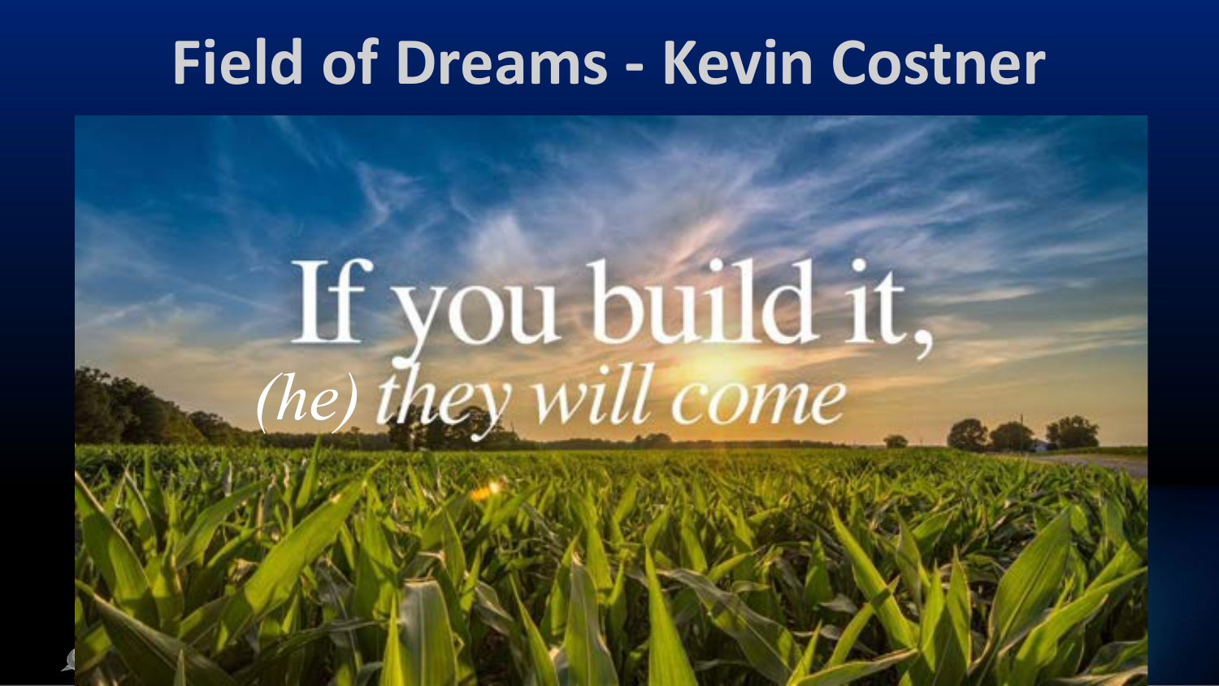# Field of Dreams - Kevin Costner

If you build it,
*(he)* *they will come*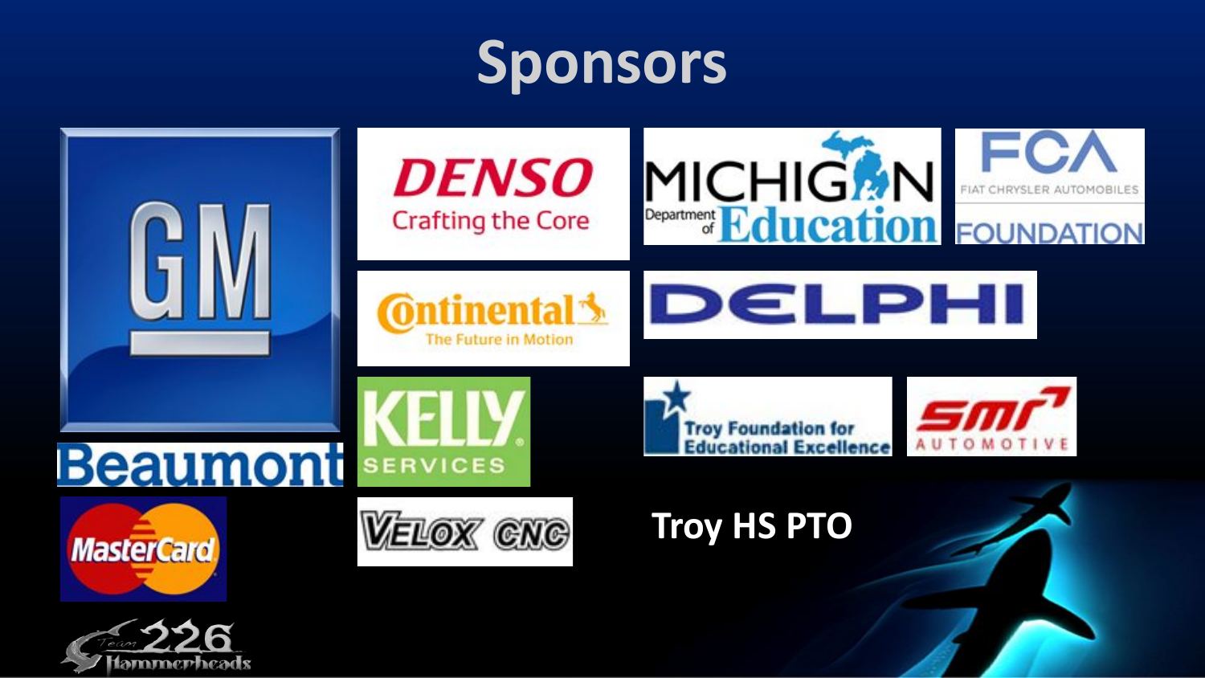# Sponsors

GM

DENSO
Crafting the Core

MICHIGAN Department of Education

FCA
FIAT CHRYSLER AUTOMOBILES
FOUNDATION

Continental
The Future in Motion

DELPHI

Beaumont

KELLY SERVICES

Troy Foundation for Educational Excellence

SMR AUTOMOTIVE

MasterCard

VELOX CNC

Troy HS PTO

Team 226 Hammerheads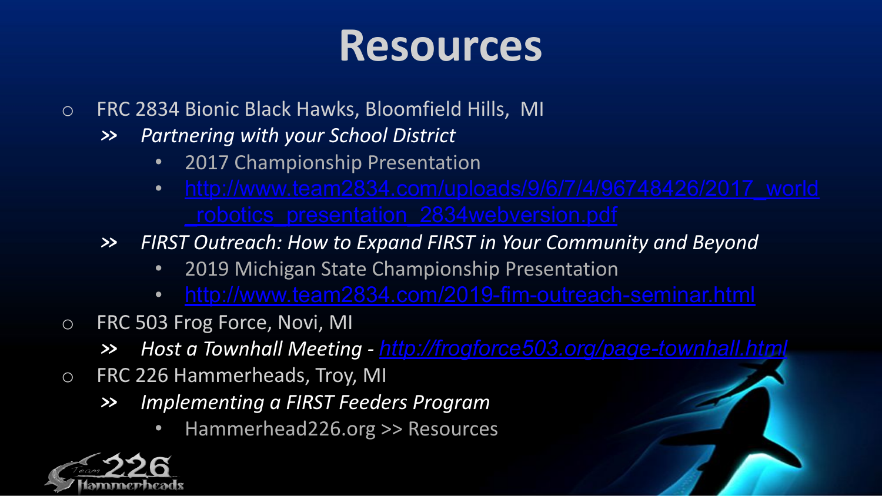# Resources

- FRC 2834 Bionic Black Hawks, Bloomfield Hills, MI
  - *Partnering with your School District*
    - 2017 Championship Presentation
    - http://www.team2834.com/uploads/9/6/7/4/96748426/2017_world_robotics_presentation_2834webversion.pdf
  - *FIRST Outreach: How to Expand FIRST in Your Community and Beyond*
    - 2019 Michigan State Championship Presentation
    - http://www.team2834.com/2019-fim-outreach-seminar.html
- FRC 503 Frog Force, Novi, MI
  - *Host a Townhall Meeting -* *http://frogforce503.org/page-townhall.html*
- FRC 226 Hammerheads, Troy, MI
  - *Implementing a FIRST Feeders Program*
    - Hammerhead226.org >> Resources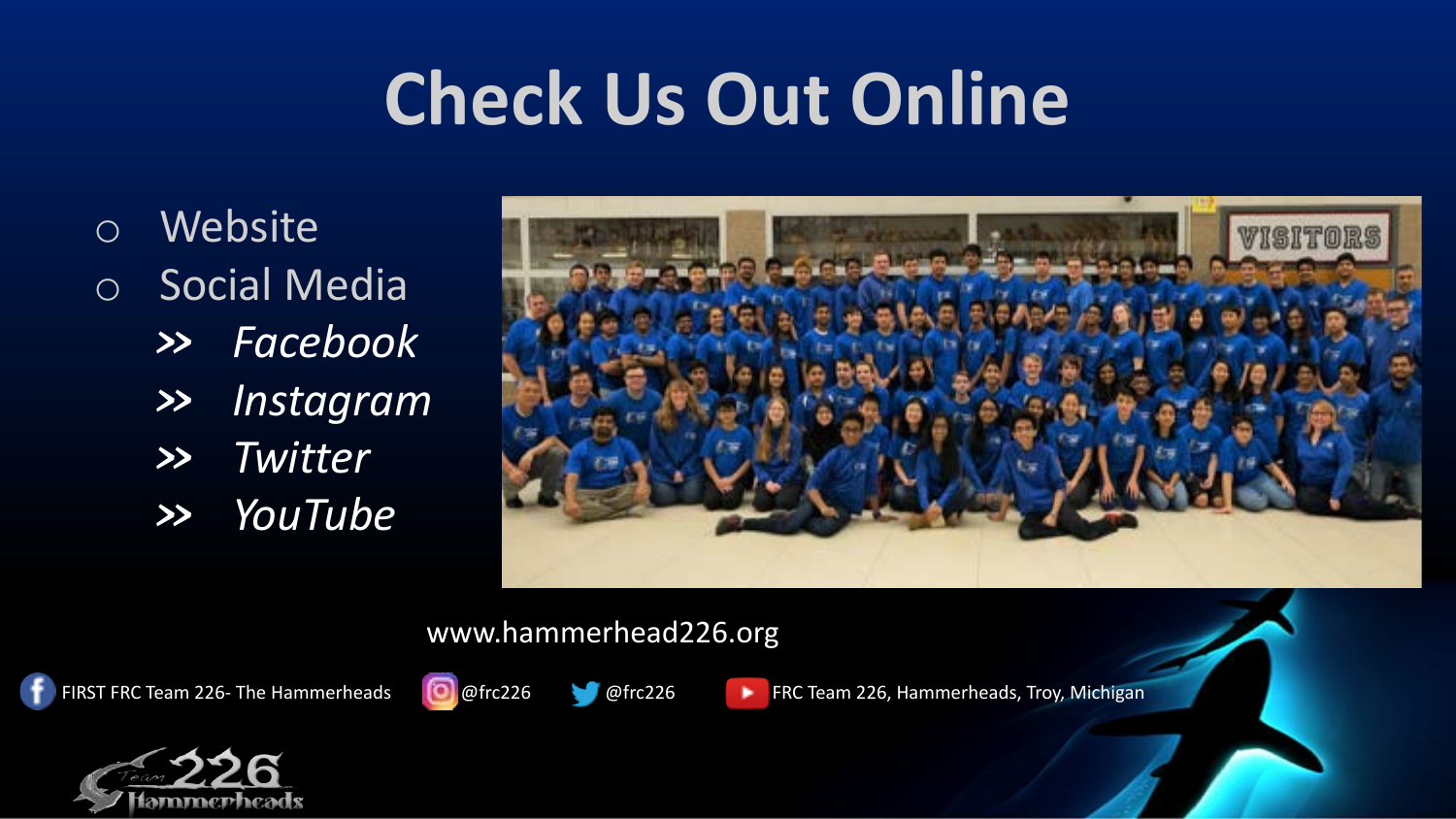# Check Us Out Online

- Website
- Social Media
  - *Facebook*
  - *Instagram*
  - *Twitter*
  - *YouTube*

www.hammerhead226.org

FIRST FRC Team 226- The Hammerheads

@frc226

@frc226

FRC Team 226, Hammerheads, Troy, Michigan